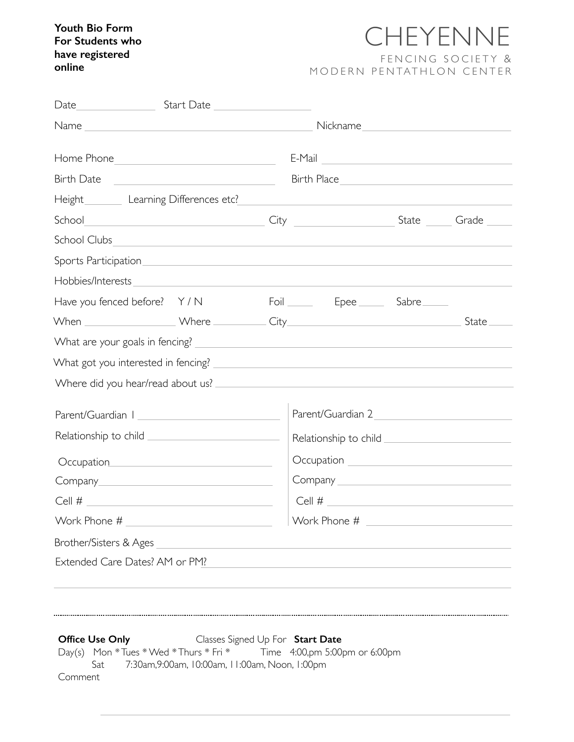**Youth Bio Form**
**For Students who have registered online**

# CHEYENNE

FENCING SOCIETY &
MODERN PENTATHLON CENTER

Date_______________ Start Date _________________

Name _______________________________________________ Nickname___________________________

Home Phone_____________________________ E-Mail ___________________________________

Birth Date ____________________________ Birth Place_________________________________

Height_______ Learning Differences etc?_____________________________________________________

School__________________________________ City __________________ State _____ Grade _____

School Clubs___________________________________________________________________________

Sports Participation_____________________________________________________________________

Hobbies/Interests_______________________________________________________________________

Have you fenced before? Y / N Foil _____ Epee _____ Sabre_____

When _________________ Where __________ City_______________________________ State _____

What are your goals in fencing? ___________________________________________________________

What got you interested in fencing? ________________________________________________________

Where did you hear/read about us? _________________________________________________________

Parent/Guardian 1 ___________________________

Relationship to child _________________________

Occupation_______________________________

Company________________________________

Cell # __________________________________

Work Phone # ____________________________

Parent/Guardian 2___________________________

Relationship to child _________________________

Occupation _______________________________

Company ________________________________

Cell # __________________________________

Work Phone # ____________________________

Brother/Sisters & Ages ___________________________________________________________________

Extended Care Dates? AM or PM?__________________________________________________________

---

**Office Use Only** Classes Signed Up For **Start Date**

Day(s) Mon * Tues * Wed * Thurs * Fri * Time 4:00,pm 5:00pm or 6:00pm

Sat 7:30am,9:00am, 10:00am, 11:00am, Noon, 1:00pm

Comment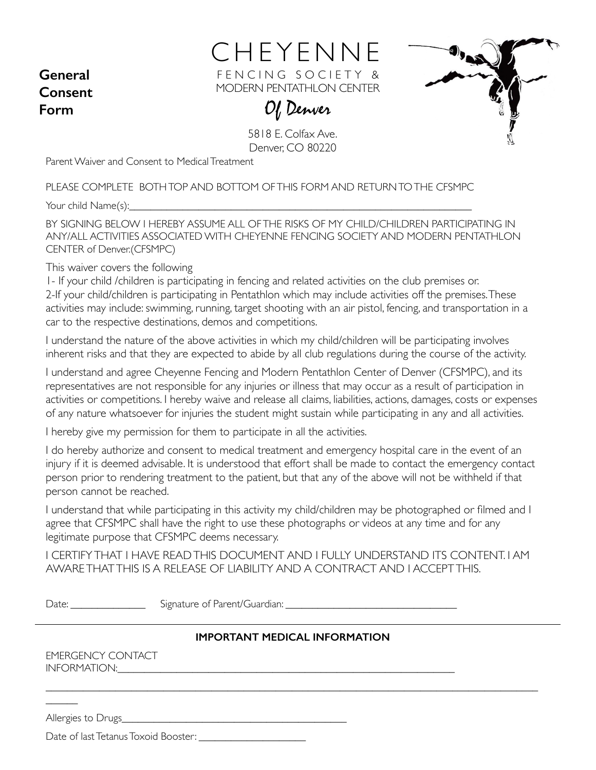**General Consent Form**

# CHEYENNE

FENCING SOCIETY &
MODERN PENTATHLON CENTER

Of Denver

5818 E. Colfax Ave.
Denver, CO 80220

Parent Waiver and Consent to Medical Treatment

PLEASE COMPLETE BOTH TOP AND BOTTOM OF THIS FORM AND RETURN TO THE CFSMPC

Your child Name(s):_______________________________________________________________

BY SIGNING BELOW I HEREBY ASSUME ALL OF THE RISKS OF MY CHILD/CHILDREN PARTICIPATING IN ANY/ALL ACTIVITIES ASSOCIATED WITH CHEYENNE FENCING SOCIETY AND MODERN PENTATHLON CENTER of Denver.(CFSMPC)

This waiver covers the following

1- If your child /children is participating in fencing and related activities on the club premises or.

2-If your child/children is participating in Pentathlon which may include activities off the premises. These activities may include: swimming, running, target shooting with an air pistol, fencing, and transportation in a car to the respective destinations, demos and competitions.

I understand the nature of the above activities in which my child/children will be participating involves inherent risks and that they are expected to abide by all club regulations during the course of the activity.

I understand and agree Cheyenne Fencing and Modern Pentathlon Center of Denver (CFSMPC), and its representatives are not responsible for any injuries or illness that may occur as a result of participation in activities or competitions. I hereby waive and release all claims, liabilities, actions, damages, costs or expenses of any nature whatsoever for injuries the student might sustain while participating in any and all activities.

I hereby give my permission for them to participate in all the activities.

I do hereby authorize and consent to medical treatment and emergency hospital care in the event of an injury if it is deemed advisable. It is understood that effort shall be made to contact the emergency contact person prior to rendering treatment to the patient, but that any of the above will not be withheld if that person cannot be reached.

I understand that while participating in this activity my child/children may be photographed or filmed and I agree that CFSMPC shall have the right to use these photographs or videos at any time and for any legitimate purpose that CFSMPC deems necessary.

I CERTIFY THAT I HAVE READ THIS DOCUMENT AND I FULLY UNDERSTAND ITS CONTENT. I AM AWARE THAT THIS IS A RELEASE OF LIABILITY AND A CONTRACT AND I ACCEPT THIS.

Date: ______________ Signature of Parent/Guardian: _________________________________

---

**IMPORTANT MEDICAL INFORMATION**

EMERGENCY CONTACT INFORMATION:_______________________________________________________________

__________________________________________________________________________________________

Allergies to Drugs_________________________________________

Date of last Tetanus Toxoid Booster: ____________________